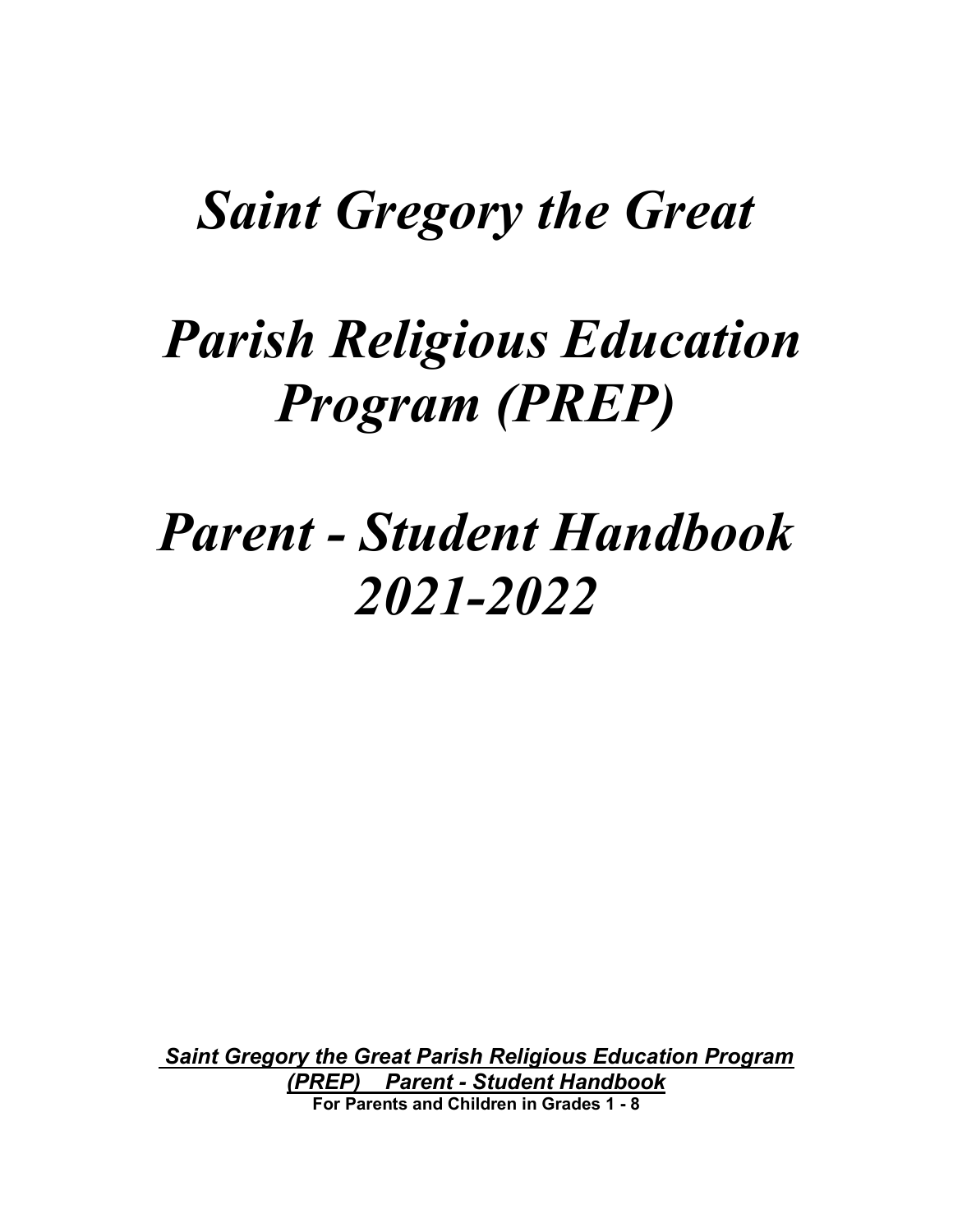# *Saint Gregory the Great*

# *Parish Religious Education Program (PREP)*

# *Parent - Student Handbook 2021-2022*

***Saint Gregory the Great Parish Religious Education Program (PREP) Parent - Student Handbook***

**For Parents and Children in Grades 1 - 8**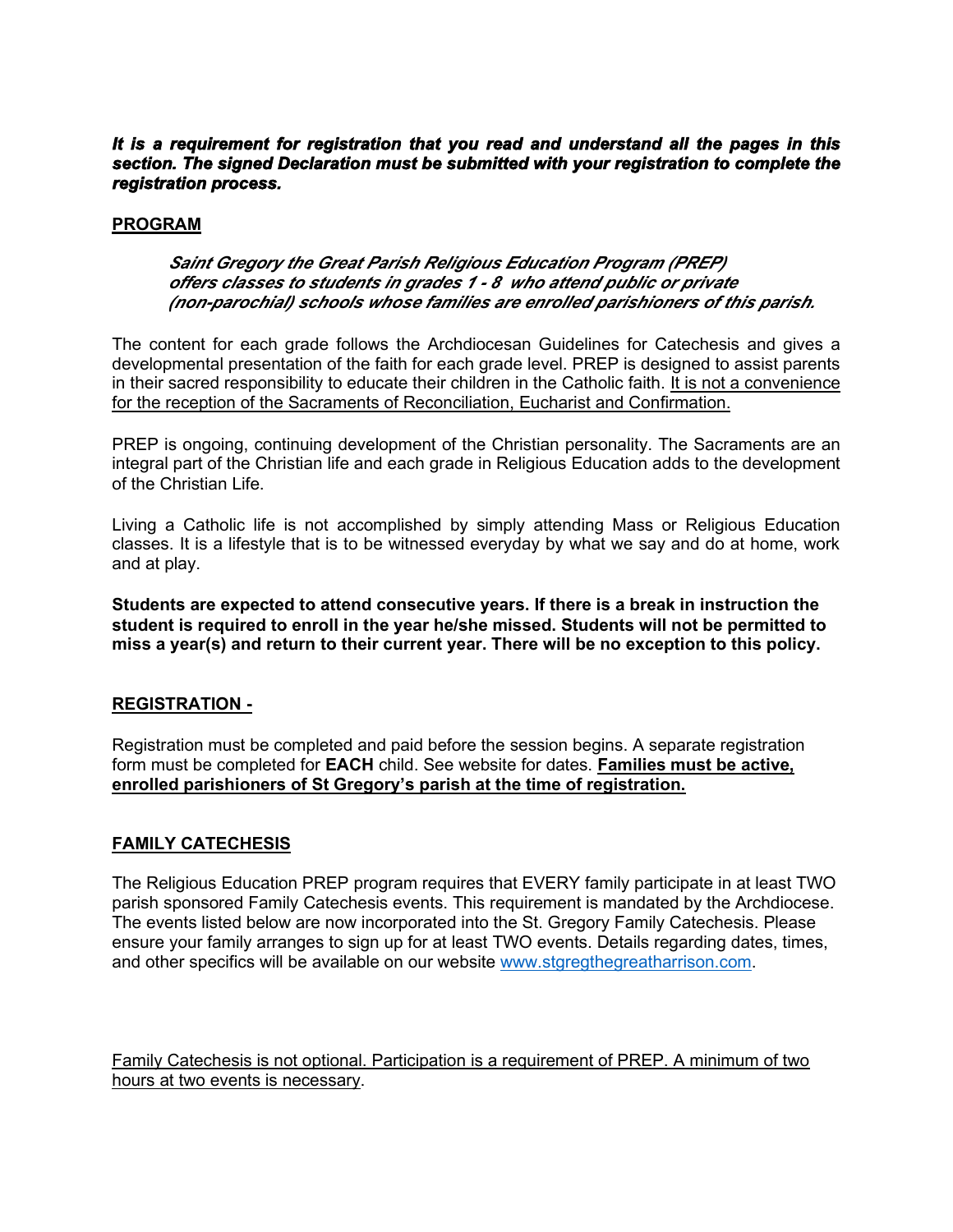***It is a requirement for registration that you read and understand all the pages in this section. The signed Declaration must be submitted with your registration to complete the registration process.***

## PROGRAM

> ***Saint Gregory the Great Parish Religious Education Program (PREP) offers classes to students in grades 1 - 8 who attend public or private (non-parochial) schools whose families are enrolled parishioners of this parish.***

The content for each grade follows the Archdiocesan Guidelines for Catechesis and gives a developmental presentation of the faith for each grade level. PREP is designed to assist parents in their sacred responsibility to educate their children in the Catholic faith. <u>It is not a convenience for the reception of the Sacraments of Reconciliation, Eucharist and Confirmation.</u>

PREP is ongoing, continuing development of the Christian personality. The Sacraments are an integral part of the Christian life and each grade in Religious Education adds to the development of the Christian Life.

Living a Catholic life is not accomplished by simply attending Mass or Religious Education classes. It is a lifestyle that is to be witnessed everyday by what we say and do at home, work and at play.

**Students are expected to attend consecutive years. If there is a break in instruction the student is required to enroll in the year he/she missed. Students will not be permitted to miss a year(s) and return to their current year. There will be no exception to this policy.**

## REGISTRATION -

Registration must be completed and paid before the session begins. A separate registration form must be completed for **EACH** child. See website for dates. **<u>Families must be active, enrolled parishioners of St Gregory's parish at the time of registration.</u>**

## FAMILY CATECHESIS

The Religious Education PREP program requires that EVERY family participate in at least TWO parish sponsored Family Catechesis events. This requirement is mandated by the Archdiocese. The events listed below are now incorporated into the St. Gregory Family Catechesis. Please ensure your family arranges to sign up for at least TWO events. Details regarding dates, times, and other specifics will be available on our website www.stgregthegreatharrison.com.

<u>Family Catechesis is not optional. Participation is a requirement of PREP. A minimum of two hours at two events is necessary</u>.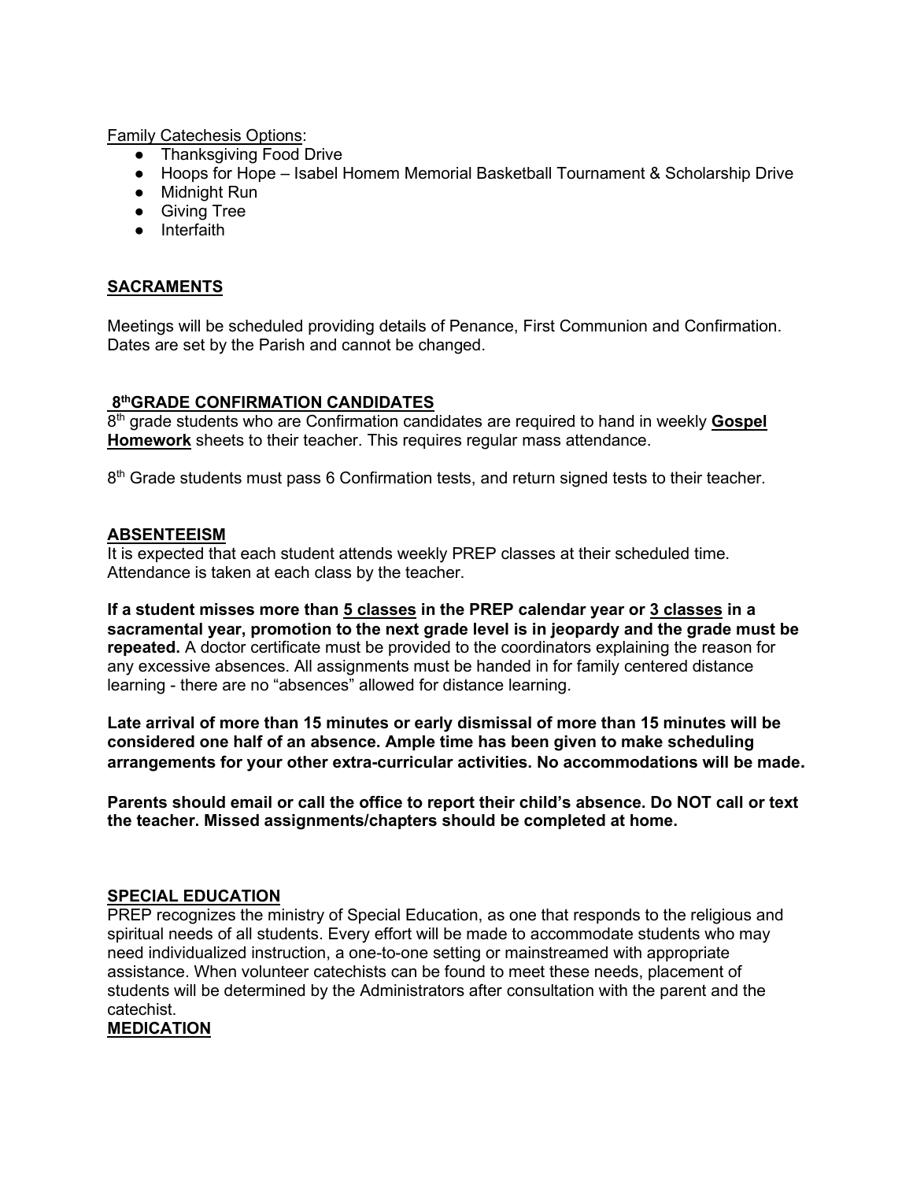Family Catechesis Options:

- Thanksgiving Food Drive
- Hoops for Hope – Isabel Homem Memorial Basketball Tournament & Scholarship Drive
- Midnight Run
- Giving Tree
- Interfaith

## SACRAMENTS

Meetings will be scheduled providing details of Penance, First Communion and Confirmation. Dates are set by the Parish and cannot be changed.

## 8th GRADE CONFIRMATION CANDIDATES

8th grade students who are Confirmation candidates are required to hand in weekly **Gospel Homework** sheets to their teacher. This requires regular mass attendance.

8th Grade students must pass 6 Confirmation tests, and return signed tests to their teacher.

## ABSENTEEISM

It is expected that each student attends weekly PREP classes at their scheduled time. Attendance is taken at each class by the teacher.

**If a student misses more than 5 classes in the PREP calendar year or 3 classes in a sacramental year, promotion to the next grade level is in jeopardy and the grade must be repeated.** A doctor certificate must be provided to the coordinators explaining the reason for any excessive absences. All assignments must be handed in for family centered distance learning - there are no "absences" allowed for distance learning.

**Late arrival of more than 15 minutes or early dismissal of more than 15 minutes will be considered one half of an absence. Ample time has been given to make scheduling arrangements for your other extra-curricular activities. No accommodations will be made.**

**Parents should email or call the office to report their child's absence. Do NOT call or text the teacher. Missed assignments/chapters should be completed at home.**

## SPECIAL EDUCATION

PREP recognizes the ministry of Special Education, as one that responds to the religious and spiritual needs of all students. Every effort will be made to accommodate students who may need individualized instruction, a one-to-one setting or mainstreamed with appropriate assistance. When volunteer catechists can be found to meet these needs, placement of students will be determined by the Administrators after consultation with the parent and the catechist.

## MEDICATION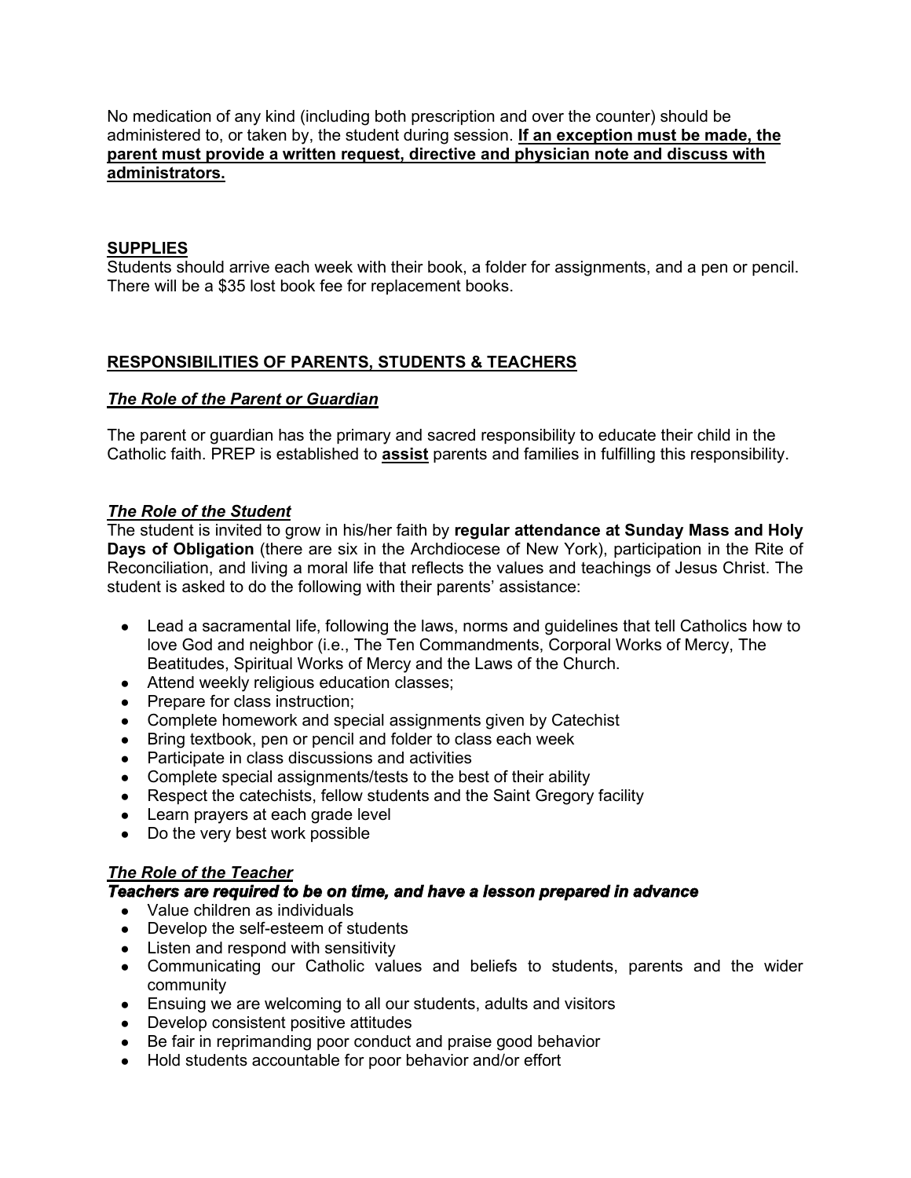No medication of any kind (including both prescription and over the counter) should be administered to, or taken by, the student during session. **If an exception must be made, the parent must provide a written request, directive and physician note and discuss with administrators.**

## SUPPLIES

Students should arrive each week with their book, a folder for assignments, and a pen or pencil. There will be a $35 lost book fee for replacement books.

## RESPONSIBILITIES OF PARENTS, STUDENTS & TEACHERS

### *The Role of the Parent or Guardian*

The parent or guardian has the primary and sacred responsibility to educate their child in the Catholic faith. PREP is established to **assist** parents and families in fulfilling this responsibility.

### *The Role of the Student*

The student is invited to grow in his/her faith by **regular attendance at Sunday Mass and Holy Days of Obligation** (there are six in the Archdiocese of New York), participation in the Rite of Reconciliation, and living a moral life that reflects the values and teachings of Jesus Christ. The student is asked to do the following with their parents' assistance:

- Lead a sacramental life, following the laws, norms and guidelines that tell Catholics how to love God and neighbor (i.e., The Ten Commandments, Corporal Works of Mercy, The Beatitudes, Spiritual Works of Mercy and the Laws of the Church.
- Attend weekly religious education classes;
- Prepare for class instruction;
- Complete homework and special assignments given by Catechist
- Bring textbook, pen or pencil and folder to class each week
- Participate in class discussions and activities
- Complete special assignments/tests to the best of their ability
- Respect the catechists, fellow students and the Saint Gregory facility
- Learn prayers at each grade level
- Do the very best work possible

### *The Role of the Teacher*

***Teachers are required to be on time, and have a lesson prepared in advance***

- Value children as individuals
- Develop the self-esteem of students
- Listen and respond with sensitivity
- Communicating our Catholic values and beliefs to students, parents and the wider community
- Ensuing we are welcoming to all our students, adults and visitors
- Develop consistent positive attitudes
- Be fair in reprimanding poor conduct and praise good behavior
- Hold students accountable for poor behavior and/or effort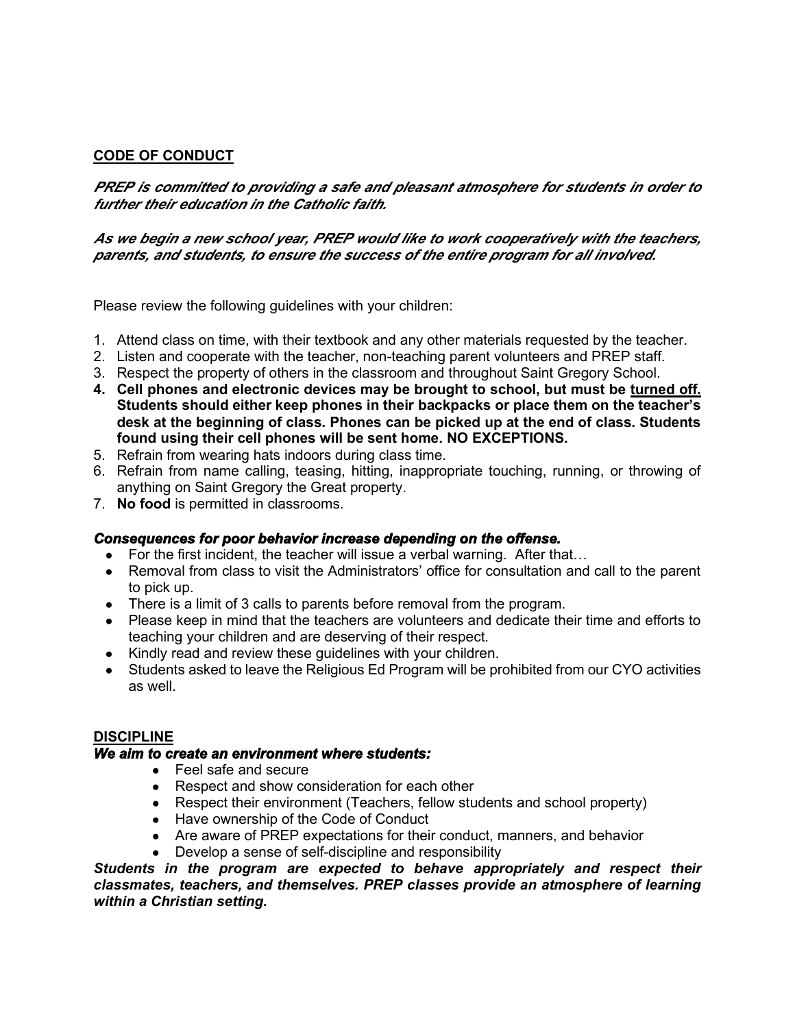## CODE OF CONDUCT

***PREP is committed to providing a safe and pleasant atmosphere for students in order to further their education in the Catholic faith.***

***As we begin a new school year, PREP would like to work cooperatively with the teachers, parents, and students, to ensure the success of the entire program for all involved.***

Please review the following guidelines with your children:

1. Attend class on time, with their textbook and any other materials requested by the teacher.
2. Listen and cooperate with the teacher, non-teaching parent volunteers and PREP staff.
3. Respect the property of others in the classroom and throughout Saint Gregory School.
4. **Cell phones and electronic devices may be brought to school, but must be <u>turned off.</u> Students should either keep phones in their backpacks or place them on the teacher's desk at the beginning of class. Phones can be picked up at the end of class. Students found using their cell phones will be sent home. NO EXCEPTIONS.**
5. Refrain from wearing hats indoors during class time.
6. Refrain from name calling, teasing, hitting, inappropriate touching, running, or throwing of anything on Saint Gregory the Great property.
7. **No food** is permitted in classrooms.

***Consequences for poor behavior increase depending on the offense.***

- For the first incident, the teacher will issue a verbal warning. After that…
- Removal from class to visit the Administrators' office for consultation and call to the parent to pick up.
- There is a limit of 3 calls to parents before removal from the program.
- Please keep in mind that the teachers are volunteers and dedicate their time and efforts to teaching your children and are deserving of their respect.
- Kindly read and review these guidelines with your children.
- Students asked to leave the Religious Ed Program will be prohibited from our CYO activities as well.

## DISCIPLINE

***We aim to create an environment where students:***

- Feel safe and secure
- Respect and show consideration for each other
- Respect their environment (Teachers, fellow students and school property)
- Have ownership of the Code of Conduct
- Are aware of PREP expectations for their conduct, manners, and behavior
- Develop a sense of self-discipline and responsibility

***Students in the program are expected to behave appropriately and respect their classmates, teachers, and themselves. PREP classes provide an atmosphere of learning within a Christian setting.***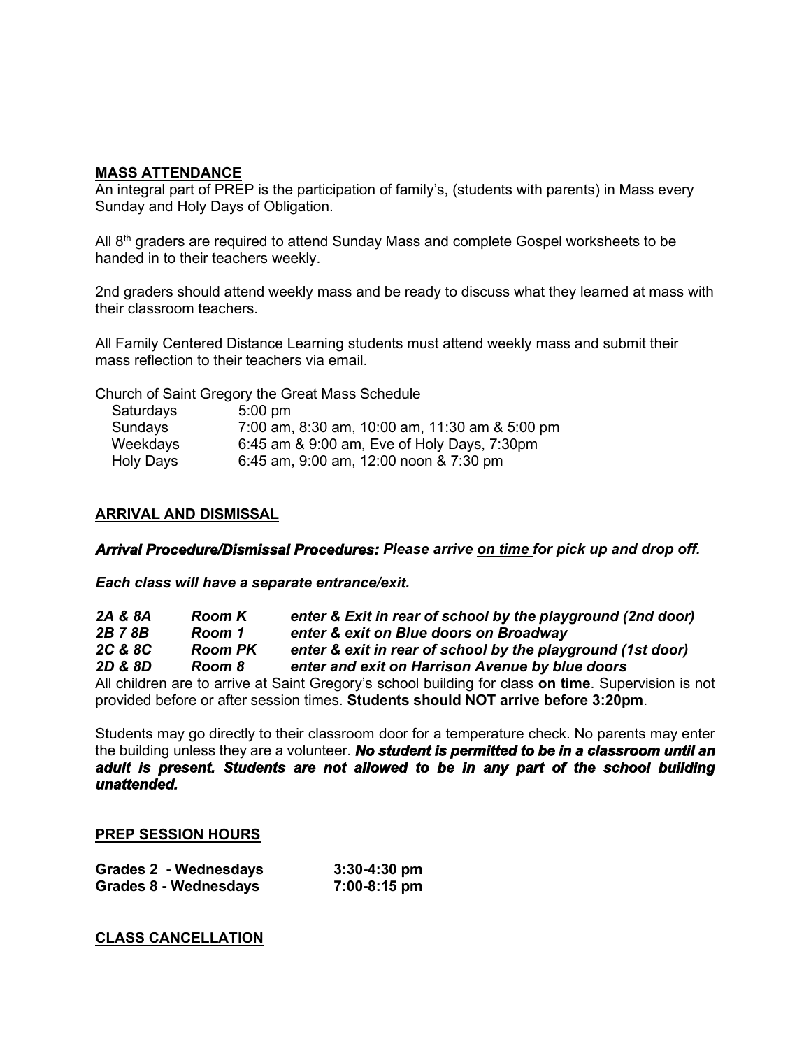## MASS ATTENDANCE

An integral part of PREP is the participation of family's, (students with parents) in Mass every Sunday and Holy Days of Obligation.

All 8th graders are required to attend Sunday Mass and complete Gospel worksheets to be handed in to their teachers weekly.

2nd graders should attend weekly mass and be ready to discuss what they learned at mass with their classroom teachers.

All Family Centered Distance Learning students must attend weekly mass and submit their mass reflection to their teachers via email.

Church of Saint Gregory the Great Mass Schedule

| | |
|---|---|
| Saturdays | 5:00 pm |
| Sundays | 7:00 am, 8:30 am, 10:00 am, 11:30 am & 5:00 pm |
| Weekdays | 6:45 am & 9:00 am, Eve of Holy Days, 7:30pm |
| Holy Days | 6:45 am, 9:00 am, 12:00 noon & 7:30 pm |

## ARRIVAL AND DISMISSAL

***Arrival Procedure/Dismissal Procedures:** Please arrive on time for pick up and drop off.*

***Each class will have a separate entrance/exit.***

| | | |
|---|---|---|
| ***2A & 8A*** | ***Room K*** | ***enter & Exit in rear of school by the playground (2nd door)*** |
| ***2B 7 8B*** | ***Room 1*** | ***enter & exit on Blue doors on Broadway*** |
| ***2C & 8C*** | ***Room PK*** | ***enter & exit in rear of school by the playground (1st door)*** |
| ***2D & 8D*** | ***Room 8*** | ***enter and exit on Harrison Avenue by blue doors*** |

All children are to arrive at Saint Gregory's school building for class **on time**. Supervision is not provided before or after session times. **Students should NOT arrive before 3:20pm**.

Students may go directly to their classroom door for a temperature check. No parents may enter the building unless they are a volunteer. ***No student is permitted to be in a classroom until an adult is present. Students are not allowed to be in any part of the school building unattended.***

## PREP SESSION HOURS

| | |
|---|---|
| **Grades 2 - Wednesdays** | **3:30-4:30 pm** |
| **Grades 8 - Wednesdays** | **7:00-8:15 pm** |

## CLASS CANCELLATION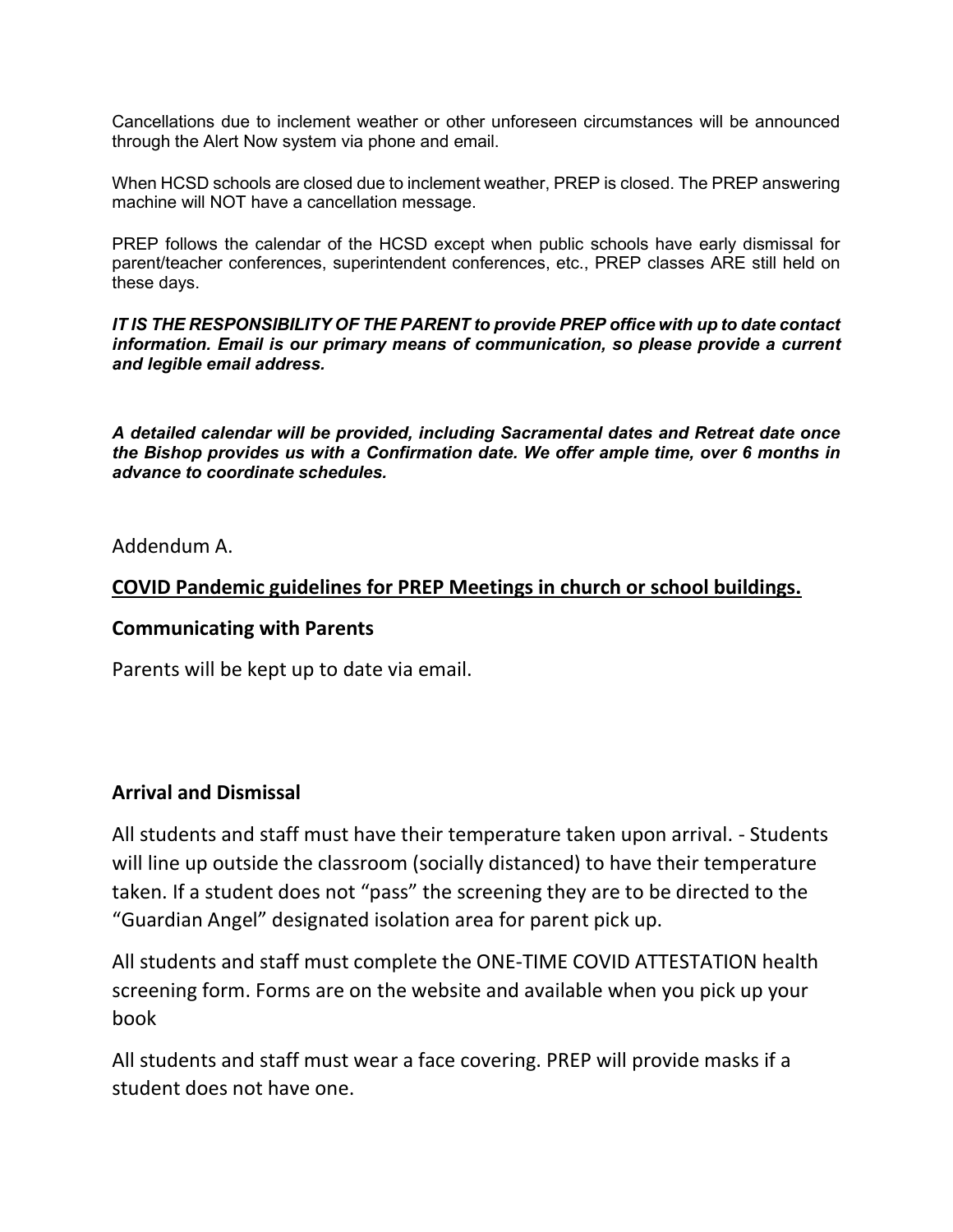Cancellations due to inclement weather or other unforeseen circumstances will be announced through the Alert Now system via phone and email.

When HCSD schools are closed due to inclement weather, PREP is closed. The PREP answering machine will NOT have a cancellation message.

PREP follows the calendar of the HCSD except when public schools have early dismissal for parent/teacher conferences, superintendent conferences, etc., PREP classes ARE still held on these days.

***IT IS THE RESPONSIBILITY OF THE PARENT to provide PREP office with up to date contact information. Email is our primary means of communication, so please provide a current and legible email address.***

***A detailed calendar will be provided, including Sacramental dates and Retreat date once the Bishop provides us with a Confirmation date. We offer ample time, over 6 months in advance to coordinate schedules.***

Addendum A.

## COVID Pandemic guidelines for PREP Meetings in church or school buildings.

### Communicating with Parents

Parents will be kept up to date via email.

### Arrival and Dismissal

All students and staff must have their temperature taken upon arrival. - Students will line up outside the classroom (socially distanced) to have their temperature taken. If a student does not "pass" the screening they are to be directed to the "Guardian Angel" designated isolation area for parent pick up.

All students and staff must complete the ONE-TIME COVID ATTESTATION health screening form. Forms are on the website and available when you pick up your book

All students and staff must wear a face covering. PREP will provide masks if a student does not have one.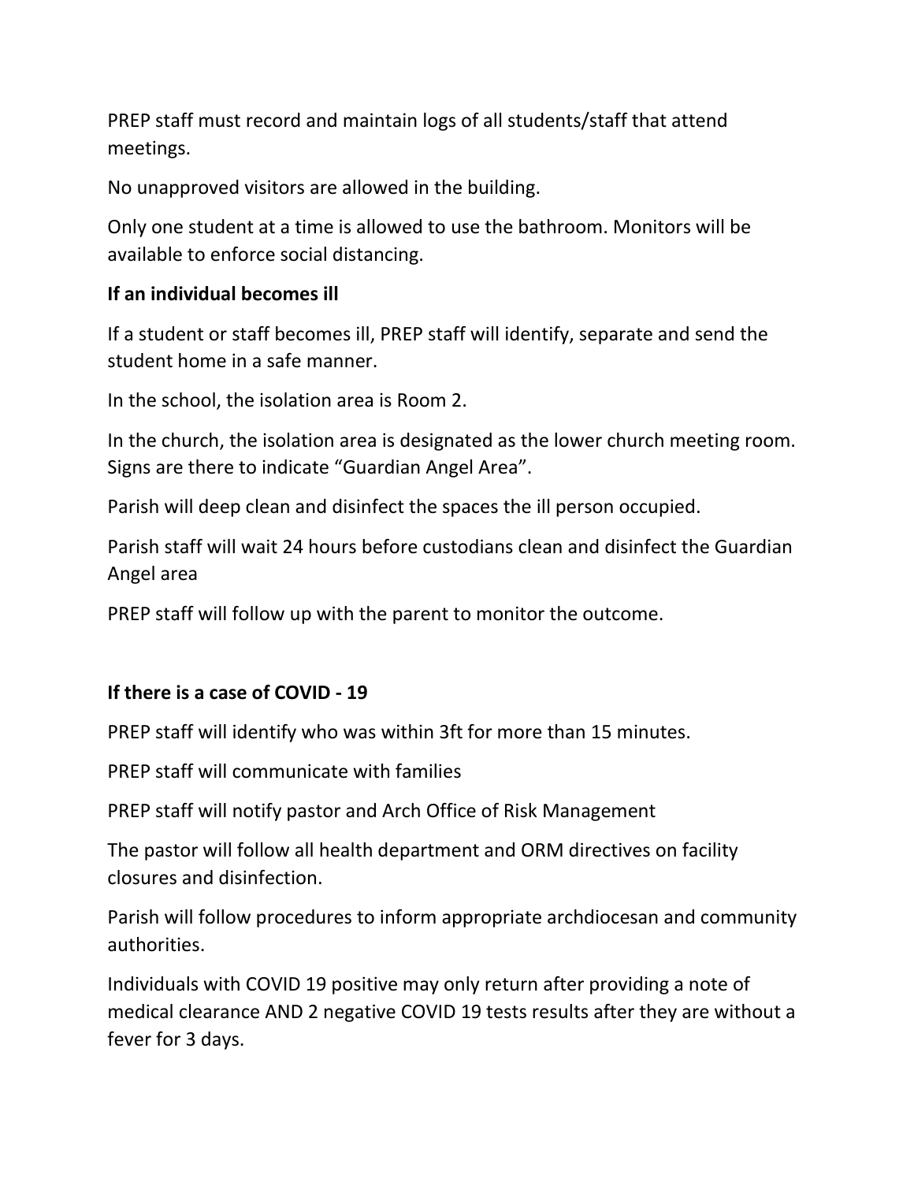PREP staff must record and maintain logs of all students/staff that attend meetings.

No unapproved visitors are allowed in the building.

Only one student at a time is allowed to use the bathroom. Monitors will be available to enforce social distancing.

**If an individual becomes ill**

If a student or staff becomes ill, PREP staff will identify, separate and send the student home in a safe manner.

In the school, the isolation area is Room 2.

In the church, the isolation area is designated as the lower church meeting room. Signs are there to indicate “Guardian Angel Area”.

Parish will deep clean and disinfect the spaces the ill person occupied.

Parish staff will wait 24 hours before custodians clean and disinfect the Guardian Angel area

PREP staff will follow up with the parent to monitor the outcome.

**If there is a case of COVID - 19**

PREP staff will identify who was within 3ft for more than 15 minutes.

PREP staff will communicate with families

PREP staff will notify pastor and Arch Office of Risk Management

The pastor will follow all health department and ORM directives on facility closures and disinfection.

Parish will follow procedures to inform appropriate archdiocesan and community authorities.

Individuals with COVID 19 positive may only return after providing a note of medical clearance AND 2 negative COVID 19 tests results after they are without a fever for 3 days.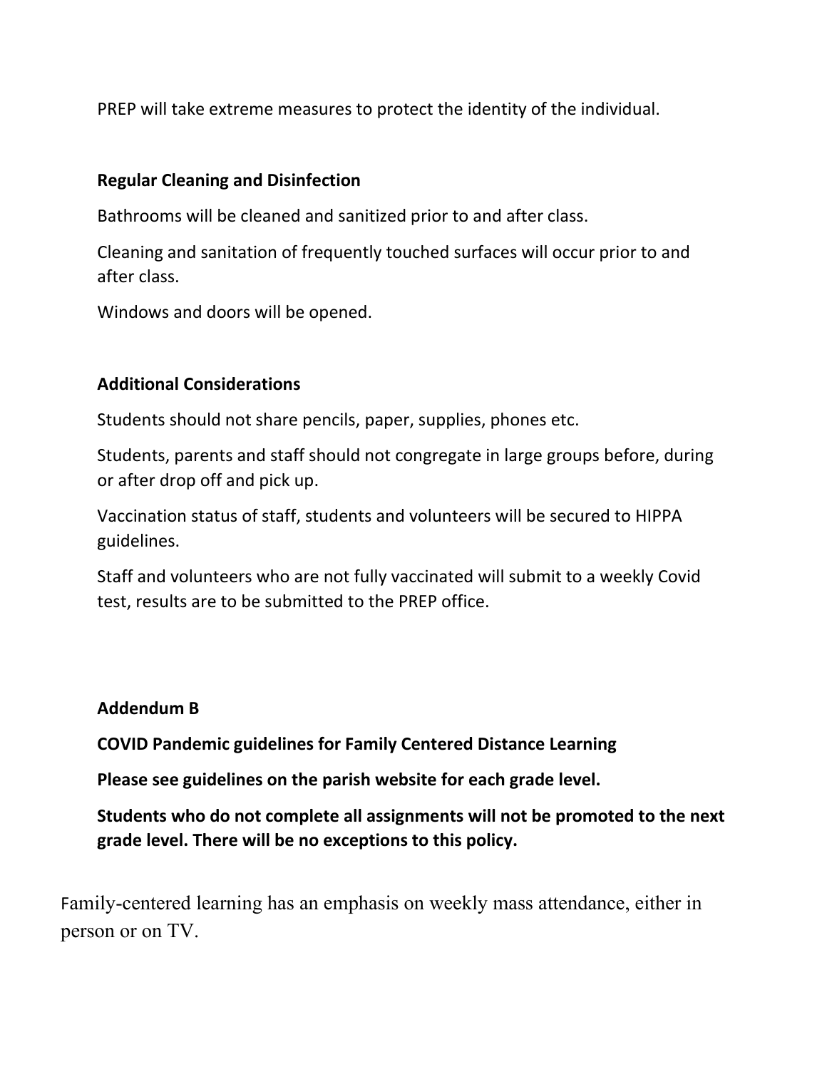PREP will take extreme measures to protect the identity of the individual.

**Regular Cleaning and Disinfection**

Bathrooms will be cleaned and sanitized prior to and after class.

Cleaning and sanitation of frequently touched surfaces will occur prior to and after class.

Windows and doors will be opened.

**Additional Considerations**

Students should not share pencils, paper, supplies, phones etc.

Students, parents and staff should not congregate in large groups before, during or after drop off and pick up.

Vaccination status of staff, students and volunteers will be secured to HIPPA guidelines.

Staff and volunteers who are not fully vaccinated will submit to a weekly Covid test, results are to be submitted to the PREP office.

**Addendum B**

**COVID Pandemic guidelines for Family Centered Distance Learning**

**Please see guidelines on the parish website for each grade level.**

**Students who do not complete all assignments will not be promoted to the next grade level. There will be no exceptions to this policy.**

Family-centered learning has an emphasis on weekly mass attendance, either in person or on TV.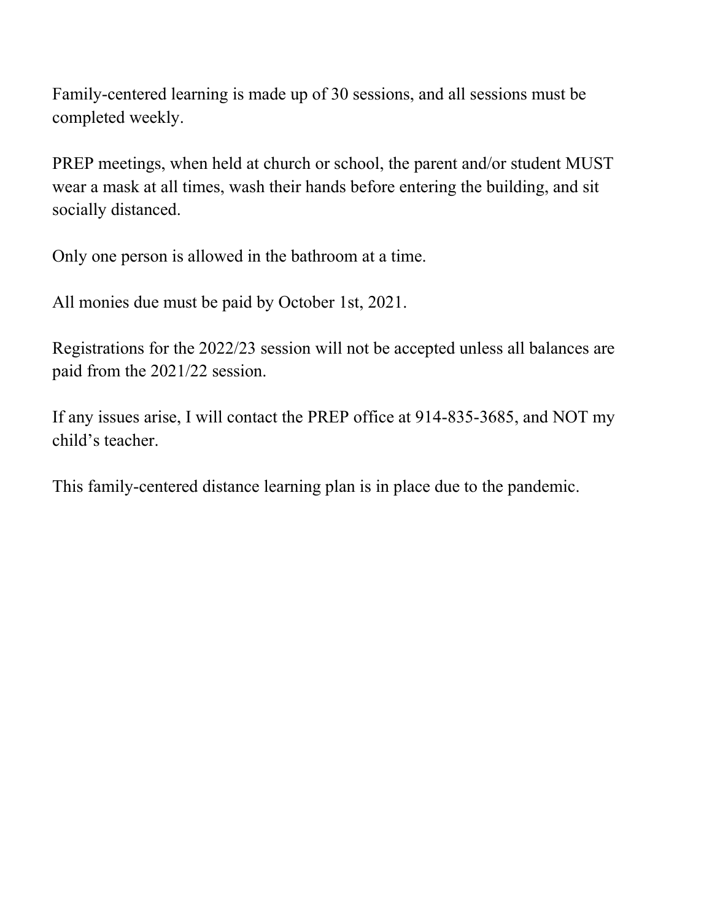Family-centered learning is made up of 30 sessions, and all sessions must be completed weekly.

PREP meetings, when held at church or school, the parent and/or student MUST wear a mask at all times, wash their hands before entering the building, and sit socially distanced.

Only one person is allowed in the bathroom at a time.

All monies due must be paid by October 1st, 2021.

Registrations for the 2022/23 session will not be accepted unless all balances are paid from the 2021/22 session.

If any issues arise, I will contact the PREP office at 914-835-3685, and NOT my child's teacher.

This family-centered distance learning plan is in place due to the pandemic.